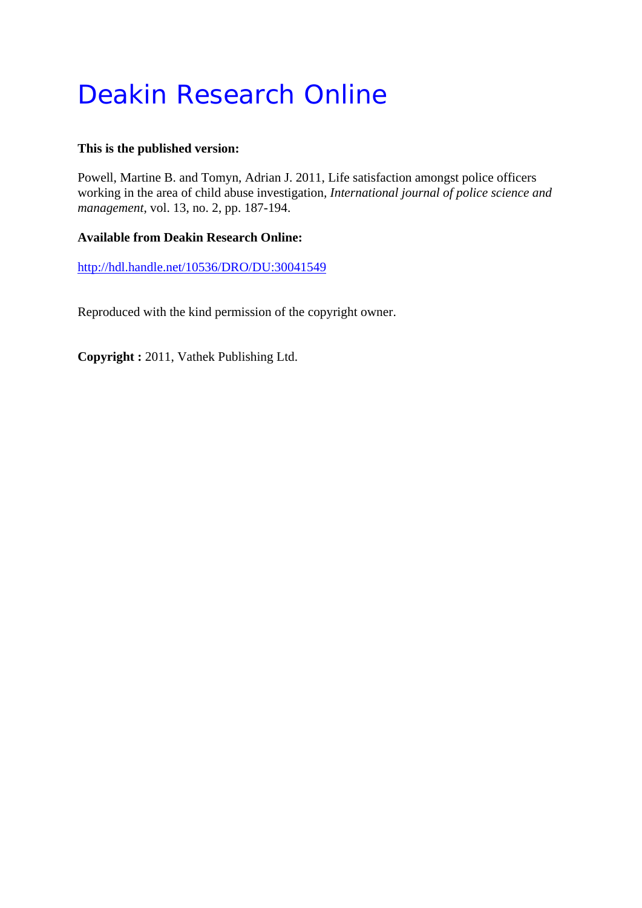# Deakin Research Online

**This is the published version:**

Powell, Martine B. and Tomyn, Adrian J. 2011, Life satisfaction amongst police officers working in the area of child abuse investigation, *International journal of police science and management*, vol. 13, no. 2, pp. 187-194.

**Available from Deakin Research Online:**

http://hdl.handle.net/10536/DRO/DU:30041549

Reproduced with the kind permission of the copyright owner.

**Copyright :** 2011, Vathek Publishing Ltd.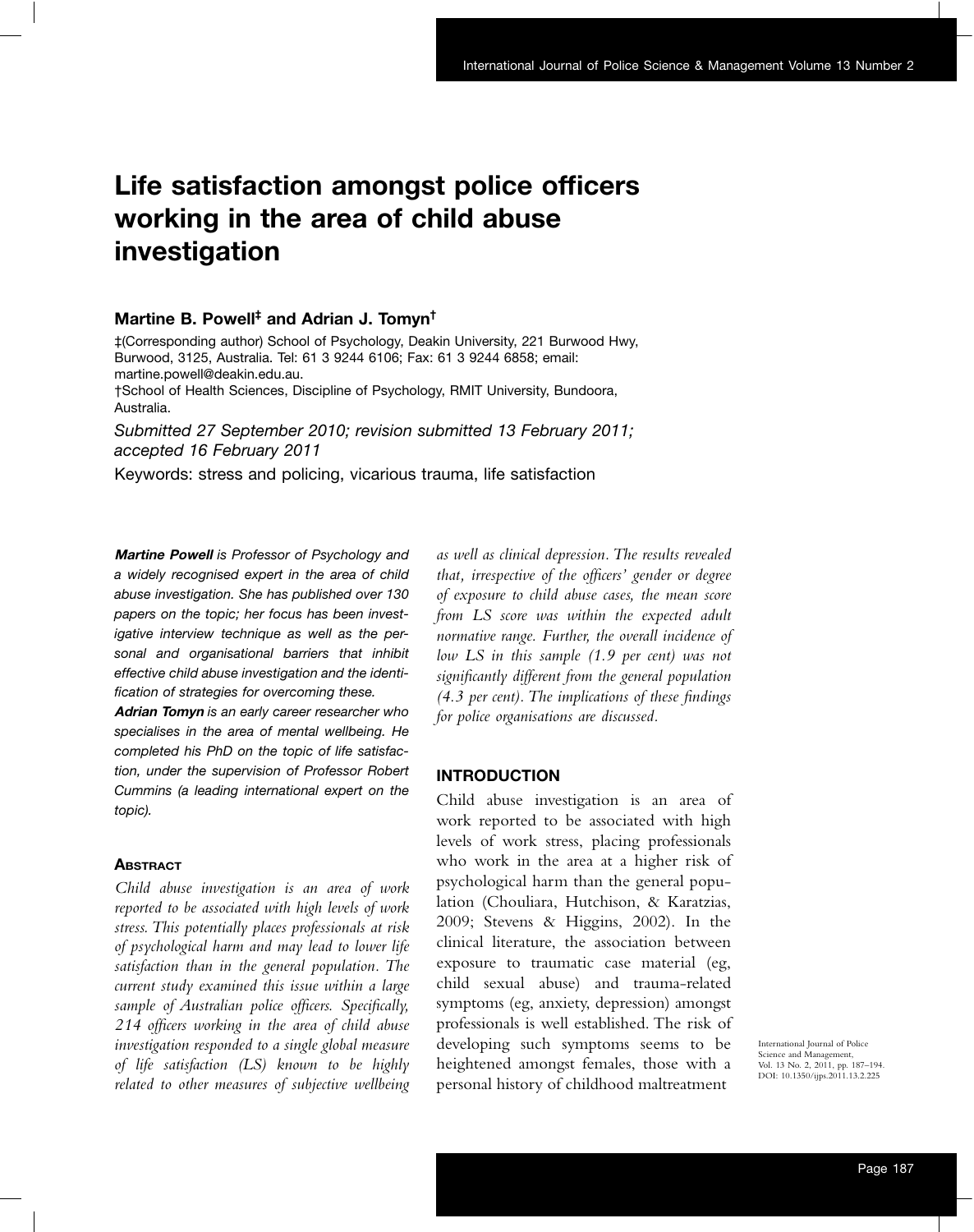# Life satisfaction amongst police officers working in the area of child abuse investigation

**Martine B. Powell**[‡] **and Adrian J. Tomyn**[†]

‡(Corresponding author) School of Psychology, Deakin University, 221 Burwood Hwy, Burwood, 3125, Australia. Tel: 61 3 9244 6106; Fax: 61 3 9244 6858; email: martine.powell@deakin.edu.au.

†School of Health Sciences, Discipline of Psychology, RMIT University, Bundoora, Australia.

*Submitted 27 September 2010; revision submitted 13 February 2011; accepted 16 February 2011*

Keywords: stress and policing, vicarious trauma, life satisfaction

***Martine Powell*** *is Professor of Psychology and a widely recognised expert in the area of child abuse investigation. She has published over 130 papers on the topic; her focus has been investigative interview technique as well as the personal and organisational barriers that inhibit effective child abuse investigation and the identification of strategies for overcoming these.*

***Adrian Tomyn*** *is an early career researcher who specialises in the area of mental wellbeing. He completed his PhD on the topic of life satisfaction, under the supervision of Professor Robert Cummins (a leading international expert on the topic).*

### Abstract

*Child abuse investigation is an area of work reported to be associated with high levels of work stress. This potentially places professionals at risk of psychological harm and may lead to lower life satisfaction than in the general population. The current study examined this issue within a large sample of Australian police officers. Specifically, 214 officers working in the area of child abuse investigation responded to a single global measure of life satisfaction (LS) known to be highly related to other measures of subjective wellbeing as well as clinical depression. The results revealed that, irrespective of the officers' gender or degree of exposure to child abuse cases, the mean score from LS score was within the expected adult normative range. Further, the overall incidence of low LS in this sample (1.9 per cent) was not significantly different from the general population (4.3 per cent). The implications of these findings for police organisations are discussed.*

## INTRODUCTION

Child abuse investigation is an area of work reported to be associated with high levels of work stress, placing professionals who work in the area at a higher risk of psychological harm than the general population (Chouliara, Hutchison, & Karatzias, 2009; Stevens & Higgins, 2002). In the clinical literature, the association between exposure to traumatic case material (eg, child sexual abuse) and trauma-related symptoms (eg, anxiety, depression) amongst professionals is well established. The risk of developing such symptoms seems to be heightened amongst females, those with a personal history of childhood maltreatment

International Journal of Police Science and Management, Vol. 13 No. 2, 2011, pp. 187–194. DOI: 10.1350/ijps.2011.13.2.225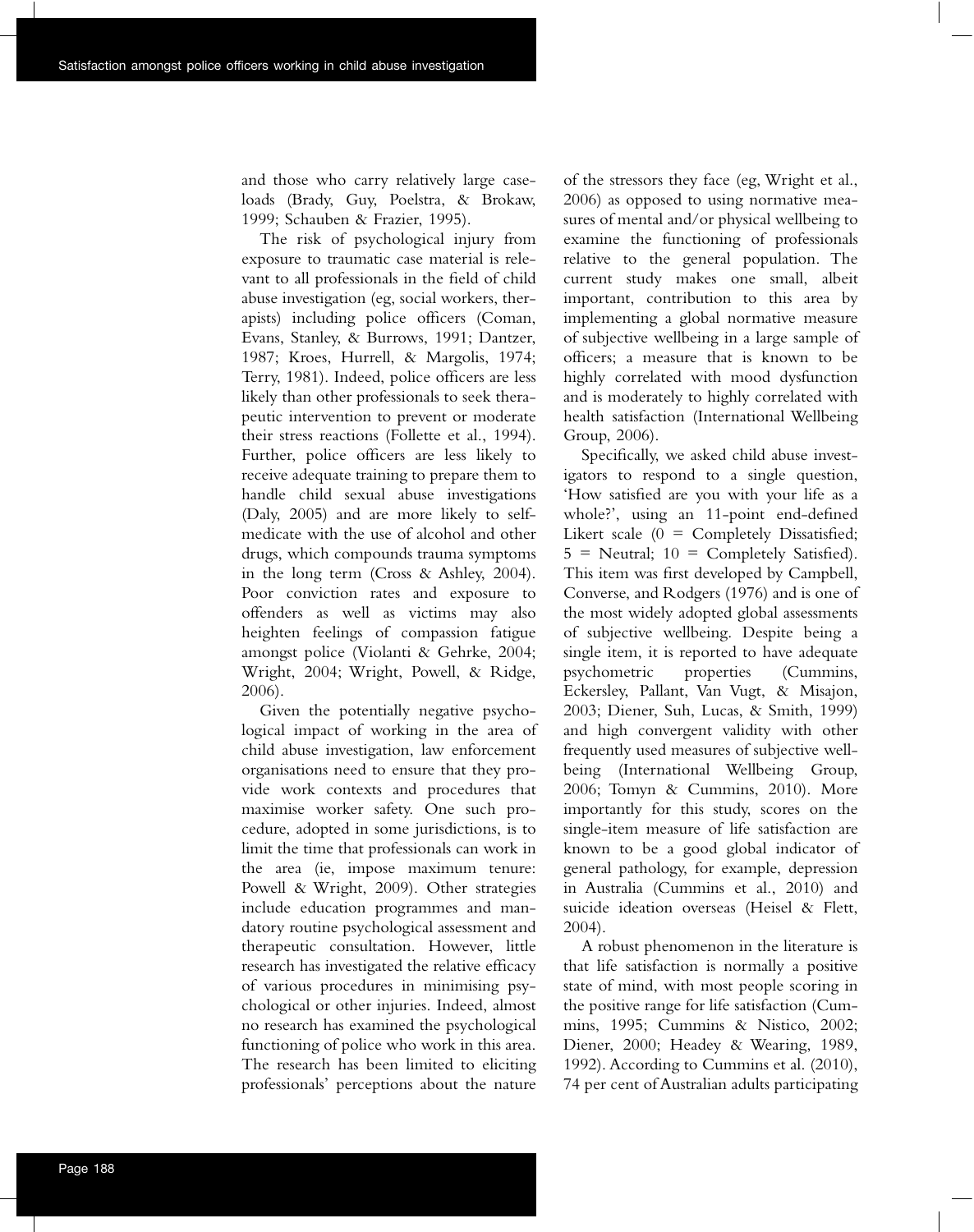and those who carry relatively large caseloads (Brady, Guy, Poelstra, & Brokaw, 1999; Schauben & Frazier, 1995).

The risk of psychological injury from exposure to traumatic case material is relevant to all professionals in the field of child abuse investigation (eg, social workers, therapists) including police officers (Coman, Evans, Stanley, & Burrows, 1991; Dantzer, 1987; Kroes, Hurrell, & Margolis, 1974; Terry, 1981). Indeed, police officers are less likely than other professionals to seek therapeutic intervention to prevent or moderate their stress reactions (Follette et al., 1994). Further, police officers are less likely to receive adequate training to prepare them to handle child sexual abuse investigations (Daly, 2005) and are more likely to self-medicate with the use of alcohol and other drugs, which compounds trauma symptoms in the long term (Cross & Ashley, 2004). Poor conviction rates and exposure to offenders as well as victims may also heighten feelings of compassion fatigue amongst police (Violanti & Gehrke, 2004; Wright, 2004; Wright, Powell, & Ridge, 2006).

Given the potentially negative psychological impact of working in the area of child abuse investigation, law enforcement organisations need to ensure that they provide work contexts and procedures that maximise worker safety. One such procedure, adopted in some jurisdictions, is to limit the time that professionals can work in the area (ie, impose maximum tenure: Powell & Wright, 2009). Other strategies include education programmes and mandatory routine psychological assessment and therapeutic consultation. However, little research has investigated the relative efficacy of various procedures in minimising psychological or other injuries. Indeed, almost no research has examined the psychological functioning of police who work in this area. The research has been limited to eliciting professionals' perceptions about the nature of the stressors they face (eg, Wright et al., 2006) as opposed to using normative measures of mental and/or physical wellbeing to examine the functioning of professionals relative to the general population. The current study makes one small, albeit important, contribution to this area by implementing a global normative measure of subjective wellbeing in a large sample of officers; a measure that is known to be highly correlated with mood dysfunction and is moderately to highly correlated with health satisfaction (International Wellbeing Group, 2006).

Specifically, we asked child abuse investigators to respond to a single question, 'How satisfied are you with your life as a whole?', using an 11-point end-defined Likert scale (0 = Completely Dissatisfied; 5 = Neutral; 10 = Completely Satisfied). This item was first developed by Campbell, Converse, and Rodgers (1976) and is one of the most widely adopted global assessments of subjective wellbeing. Despite being a single item, it is reported to have adequate psychometric properties (Cummins, Eckersley, Pallant, Van Vugt, & Misajon, 2003; Diener, Suh, Lucas, & Smith, 1999) and high convergent validity with other frequently used measures of subjective wellbeing (International Wellbeing Group, 2006; Tomyn & Cummins, 2010). More importantly for this study, scores on the single-item measure of life satisfaction are known to be a good global indicator of general pathology, for example, depression in Australia (Cummins et al., 2010) and suicide ideation overseas (Heisel & Flett, 2004).

A robust phenomenon in the literature is that life satisfaction is normally a positive state of mind, with most people scoring in the positive range for life satisfaction (Cummins, 1995; Cummins & Nistico, 2002; Diener, 2000; Headey & Wearing, 1989, 1992). According to Cummins et al. (2010), 74 per cent of Australian adults participating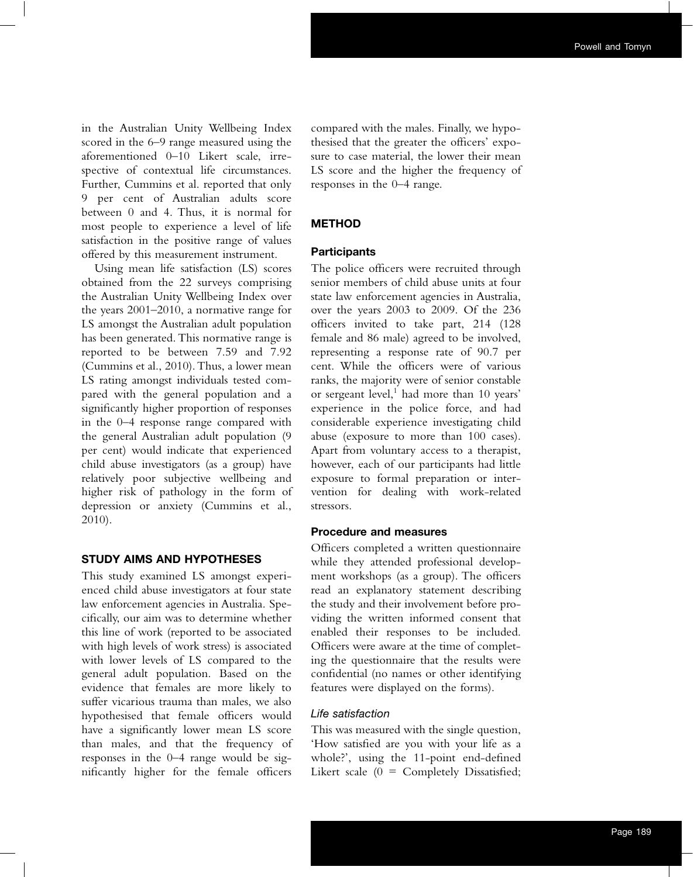in the Australian Unity Wellbeing Index scored in the 6–9 range measured using the aforementioned 0–10 Likert scale, irrespective of contextual life circumstances. Further, Cummins et al. reported that only 9 per cent of Australian adults score between 0 and 4. Thus, it is normal for most people to experience a level of life satisfaction in the positive range of values offered by this measurement instrument.

Using mean life satisfaction (LS) scores obtained from the 22 surveys comprising the Australian Unity Wellbeing Index over the years 2001–2010, a normative range for LS amongst the Australian adult population has been generated. This normative range is reported to be between 7.59 and 7.92 (Cummins et al., 2010). Thus, a lower mean LS rating amongst individuals tested compared with the general population and a significantly higher proportion of responses in the 0–4 response range compared with the general Australian adult population (9 per cent) would indicate that experienced child abuse investigators (as a group) have relatively poor subjective wellbeing and higher risk of pathology in the form of depression or anxiety (Cummins et al., 2010).

## STUDY AIMS AND HYPOTHESES

This study examined LS amongst experienced child abuse investigators at four state law enforcement agencies in Australia. Specifically, our aim was to determine whether this line of work (reported to be associated with high levels of work stress) is associated with lower levels of LS compared to the general adult population. Based on the evidence that females are more likely to suffer vicarious trauma than males, we also hypothesised that female officers would have a significantly lower mean LS score than males, and that the frequency of responses in the 0–4 range would be significantly higher for the female officers compared with the males. Finally, we hypothesised that the greater the officers' exposure to case material, the lower their mean LS score and the higher the frequency of responses in the 0–4 range.

## METHOD

### Participants

The police officers were recruited through senior members of child abuse units at four state law enforcement agencies in Australia, over the years 2003 to 2009. Of the 236 officers invited to take part, 214 (128 female and 86 male) agreed to be involved, representing a response rate of 90.7 per cent. While the officers were of various ranks, the majority were of senior constable or sergeant level,[1] had more than 10 years' experience in the police force, and had considerable experience investigating child abuse (exposure to more than 100 cases). Apart from voluntary access to a therapist, however, each of our participants had little exposure to formal preparation or intervention for dealing with work-related stressors.

### Procedure and measures

Officers completed a written questionnaire while they attended professional development workshops (as a group). The officers read an explanatory statement describing the study and their involvement before providing the written informed consent that enabled their responses to be included. Officers were aware at the time of completing the questionnaire that the results were confidential (no names or other identifying features were displayed on the forms).

#### *Life satisfaction*

This was measured with the single question, 'How satisfied are you with your life as a whole?', using the 11-point end-defined Likert scale (0 = Completely Dissatisfied;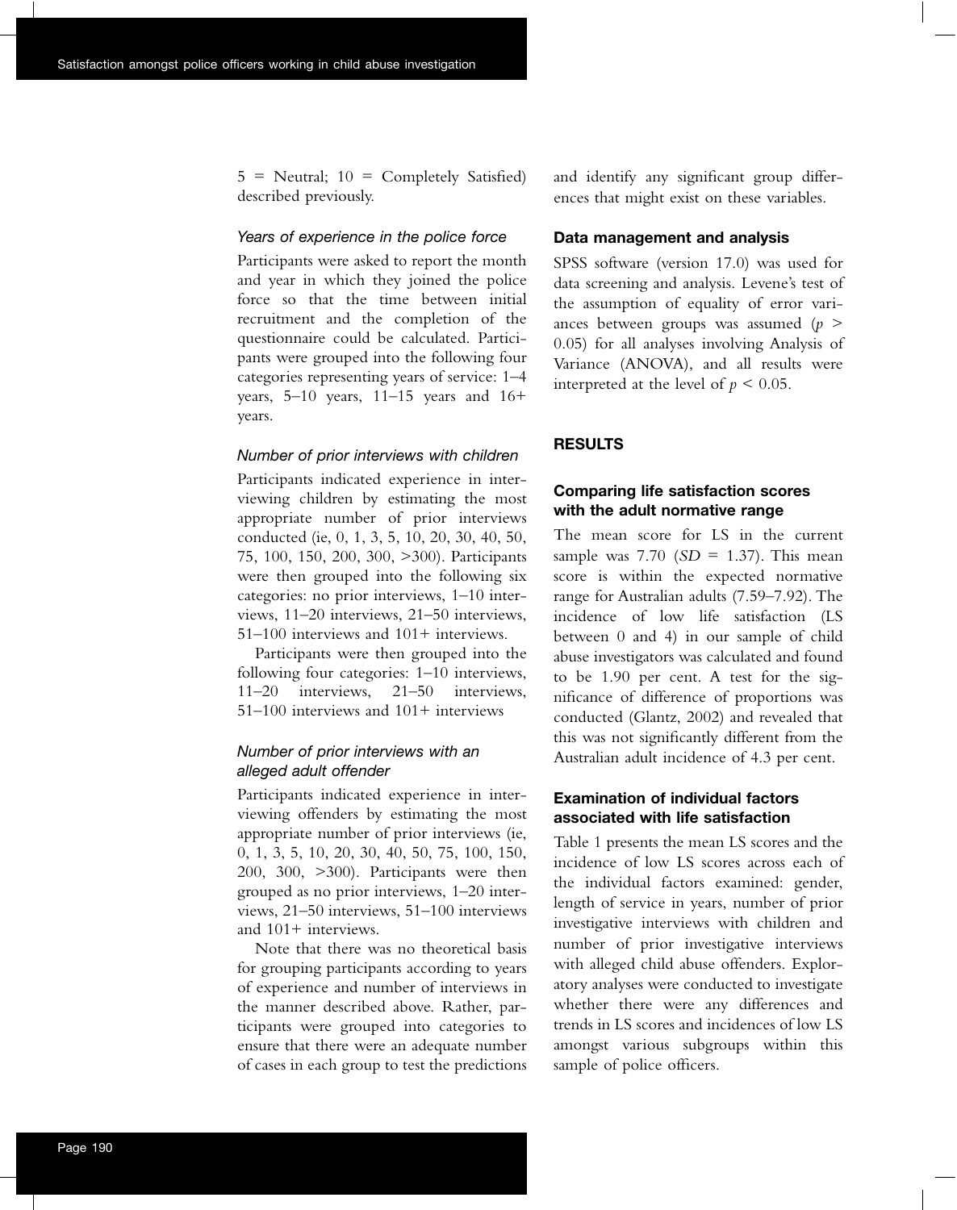5 = Neutral; 10 = Completely Satisfied) described previously.

### *Years of experience in the police force*

Participants were asked to report the month and year in which they joined the police force so that the time between initial recruitment and the completion of the questionnaire could be calculated. Participants were grouped into the following four categories representing years of service: 1–4 years, 5–10 years, 11–15 years and 16+ years.

### *Number of prior interviews with children*

Participants indicated experience in interviewing children by estimating the most appropriate number of prior interviews conducted (ie, 0, 1, 3, 5, 10, 20, 30, 40, 50, 75, 100, 150, 200, 300, >300). Participants were then grouped into the following six categories: no prior interviews, 1–10 interviews, 11–20 interviews, 21–50 interviews, 51–100 interviews and 101+ interviews.

Participants were then grouped into the following four categories: 1–10 interviews, 11–20 interviews, 21–50 interviews, 51–100 interviews and 101+ interviews

### *Number of prior interviews with an alleged adult offender*

Participants indicated experience in interviewing offenders by estimating the most appropriate number of prior interviews (ie, 0, 1, 3, 5, 10, 20, 30, 40, 50, 75, 100, 150, 200, 300, >300). Participants were then grouped as no prior interviews, 1–20 interviews, 21–50 interviews, 51–100 interviews and 101+ interviews.

Note that there was no theoretical basis for grouping participants according to years of experience and number of interviews in the manner described above. Rather, participants were grouped into categories to ensure that there were an adequate number of cases in each group to test the predictions and identify any significant group differences that might exist on these variables.

### **Data management and analysis**

SPSS software (version 17.0) was used for data screening and analysis. Levene's test of the assumption of equality of error variances between groups was assumed ($p > 0.05$) for all analyses involving Analysis of Variance (ANOVA), and all results were interpreted at the level of $p < 0.05$.

## **RESULTS**

### **Comparing life satisfaction scores with the adult normative range**

The mean score for LS in the current sample was 7.70 ($SD$ = 1.37). This mean score is within the expected normative range for Australian adults (7.59–7.92). The incidence of low life satisfaction (LS between 0 and 4) in our sample of child abuse investigators was calculated and found to be 1.90 per cent. A test for the significance of difference of proportions was conducted (Glantz, 2002) and revealed that this was not significantly different from the Australian adult incidence of 4.3 per cent.

### **Examination of individual factors associated with life satisfaction**

Table 1 presents the mean LS scores and the incidence of low LS scores across each of the individual factors examined: gender, length of service in years, number of prior investigative interviews with children and number of prior investigative interviews with alleged child abuse offenders. Exploratory analyses were conducted to investigate whether there were any differences and trends in LS scores and incidences of low LS amongst various subgroups within this sample of police officers.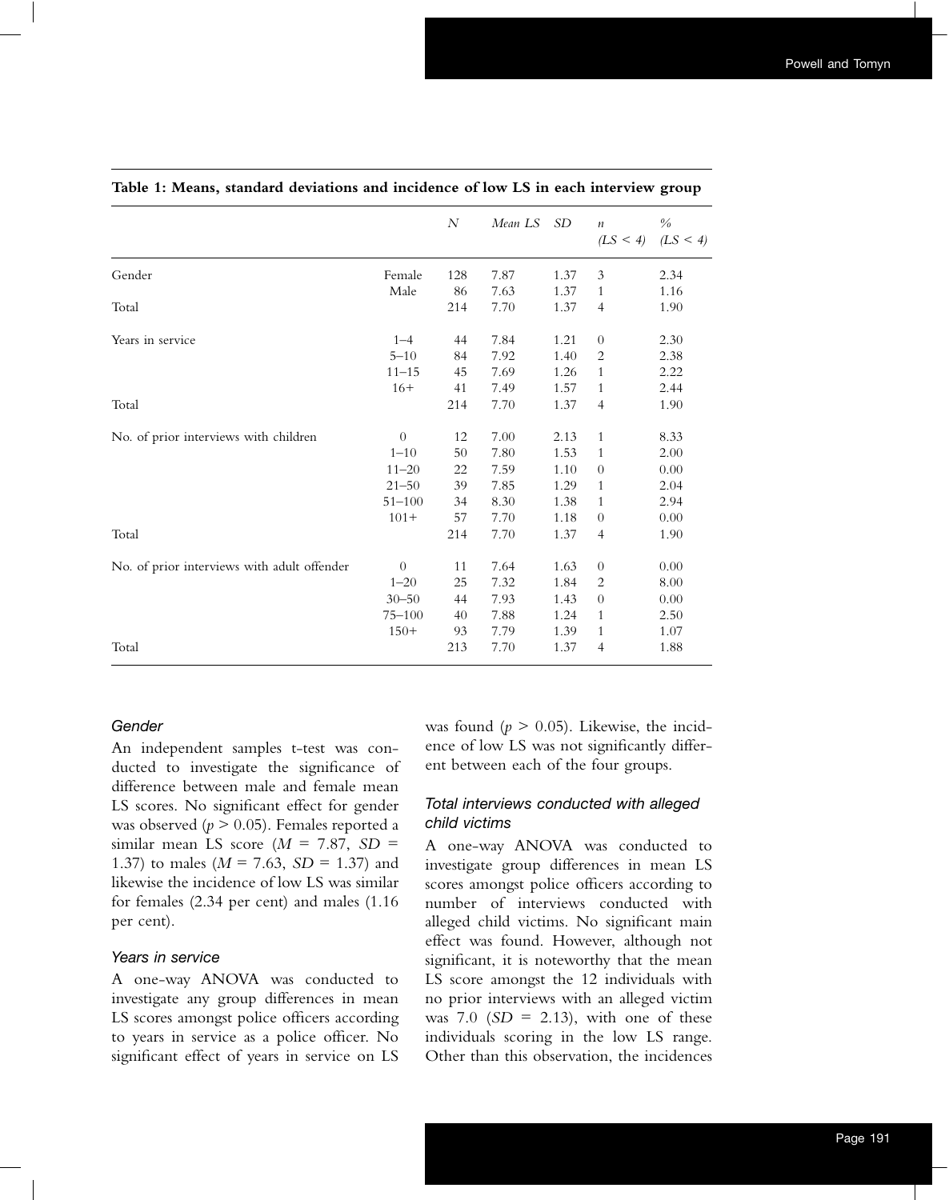**Table 1: Means, standard deviations and incidence of low LS in each interview group**

| | | *N* | *Mean LS* | *SD* | *n* (*LS* < *4*) | % (*LS* < *4*) |
|---|---|---|---|---|---|---|
| Gender | Female | 128 | 7.87 | 1.37 | 3 | 2.34 |
| | Male | 86 | 7.63 | 1.37 | 1 | 1.16 |
| Total | | 214 | 7.70 | 1.37 | 4 | 1.90 |
| Years in service | 1–4 | 44 | 7.84 | 1.21 | 0 | 2.30 |
| | 5–10 | 84 | 7.92 | 1.40 | 2 | 2.38 |
| | 11–15 | 45 | 7.69 | 1.26 | 1 | 2.22 |
| | 16+ | 41 | 7.49 | 1.57 | 1 | 2.44 |
| Total | | 214 | 7.70 | 1.37 | 4 | 1.90 |
| No. of prior interviews with children | 0 | 12 | 7.00 | 2.13 | 1 | 8.33 |
| | 1–10 | 50 | 7.80 | 1.53 | 1 | 2.00 |
| | 11–20 | 22 | 7.59 | 1.10 | 0 | 0.00 |
| | 21–50 | 39 | 7.85 | 1.29 | 1 | 2.04 |
| | 51–100 | 34 | 8.30 | 1.38 | 1 | 2.94 |
| | 101+ | 57 | 7.70 | 1.18 | 0 | 0.00 |
| Total | | 214 | 7.70 | 1.37 | 4 | 1.90 |
| No. of prior interviews with adult offender | 0 | 11 | 7.64 | 1.63 | 0 | 0.00 |
| | 1–20 | 25 | 7.32 | 1.84 | 2 | 8.00 |
| | 30–50 | 44 | 7.93 | 1.43 | 0 | 0.00 |
| | 75–100 | 40 | 7.88 | 1.24 | 1 | 2.50 |
| | 150+ | 93 | 7.79 | 1.39 | 1 | 1.07 |
| Total | | 213 | 7.70 | 1.37 | 4 | 1.88 |

### *Gender*

An independent samples t-test was conducted to investigate the significance of difference between male and female mean LS scores. No significant effect for gender was observed ($p > 0.05$). Females reported a similar mean LS score ($M = 7.87$, $SD = 1.37$) to males ($M = 7.63$, $SD = 1.37$) and likewise the incidence of low LS was similar for females (2.34 per cent) and males (1.16 per cent).

### *Years in service*

A one-way ANOVA was conducted to investigate any group differences in mean LS scores amongst police officers according to years in service as a police officer. No significant effect of years in service on LS was found ($p > 0.05$). Likewise, the incidence of low LS was not significantly different between each of the four groups.

### *Total interviews conducted with alleged child victims*

A one-way ANOVA was conducted to investigate group differences in mean LS scores amongst police officers according to number of interviews conducted with alleged child victims. No significant main effect was found. However, although not significant, it is noteworthy that the mean LS score amongst the 12 individuals with no prior interviews with an alleged victim was 7.0 ($SD = 2.13$), with one of these individuals scoring in the low LS range. Other than this observation, the incidences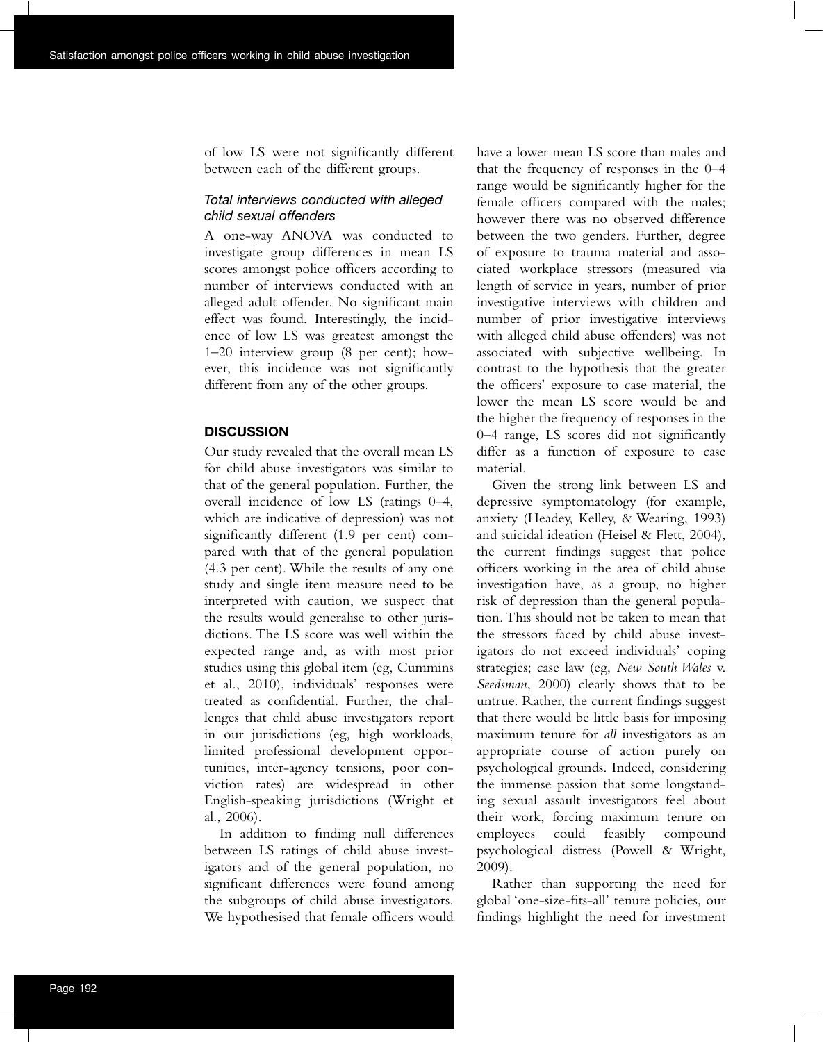of low LS were not significantly different between each of the different groups.

### *Total interviews conducted with alleged child sexual offenders*

A one-way ANOVA was conducted to investigate group differences in mean LS scores amongst police officers according to number of interviews conducted with an alleged adult offender. No significant main effect was found. Interestingly, the incidence of low LS was greatest amongst the 1–20 interview group (8 per cent); however, this incidence was not significantly different from any of the other groups.

## DISCUSSION

Our study revealed that the overall mean LS for child abuse investigators was similar to that of the general population. Further, the overall incidence of low LS (ratings 0–4, which are indicative of depression) was not significantly different (1.9 per cent) compared with that of the general population (4.3 per cent). While the results of any one study and single item measure need to be interpreted with caution, we suspect that the results would generalise to other jurisdictions. The LS score was well within the expected range and, as with most prior studies using this global item (eg, Cummins et al., 2010), individuals' responses were treated as confidential. Further, the challenges that child abuse investigators report in our jurisdictions (eg, high workloads, limited professional development opportunities, inter-agency tensions, poor conviction rates) are widespread in other English-speaking jurisdictions (Wright et al., 2006).

In addition to finding null differences between LS ratings of child abuse investigators and of the general population, no significant differences were found among the subgroups of child abuse investigators. We hypothesised that female officers would have a lower mean LS score than males and that the frequency of responses in the 0–4 range would be significantly higher for the female officers compared with the males; however there was no observed difference between the two genders. Further, degree of exposure to trauma material and associated workplace stressors (measured via length of service in years, number of prior investigative interviews with children and number of prior investigative interviews with alleged child abuse offenders) was not associated with subjective wellbeing. In contrast to the hypothesis that the greater the officers' exposure to case material, the lower the mean LS score would be and the higher the frequency of responses in the 0–4 range, LS scores did not significantly differ as a function of exposure to case material.

Given the strong link between LS and depressive symptomatology (for example, anxiety (Headey, Kelley, & Wearing, 1993) and suicidal ideation (Heisel & Flett, 2004), the current findings suggest that police officers working in the area of child abuse investigation have, as a group, no higher risk of depression than the general population. This should not be taken to mean that the stressors faced by child abuse investigators do not exceed individuals' coping strategies; case law (eg, *New South Wales* v. *Seedsman*, 2000) clearly shows that to be untrue. Rather, the current findings suggest that there would be little basis for imposing maximum tenure for *all* investigators as an appropriate course of action purely on psychological grounds. Indeed, considering the immense passion that some longstanding sexual assault investigators feel about their work, forcing maximum tenure on employees could feasibly compound psychological distress (Powell & Wright, 2009).

Rather than supporting the need for global 'one-size-fits-all' tenure policies, our findings highlight the need for investment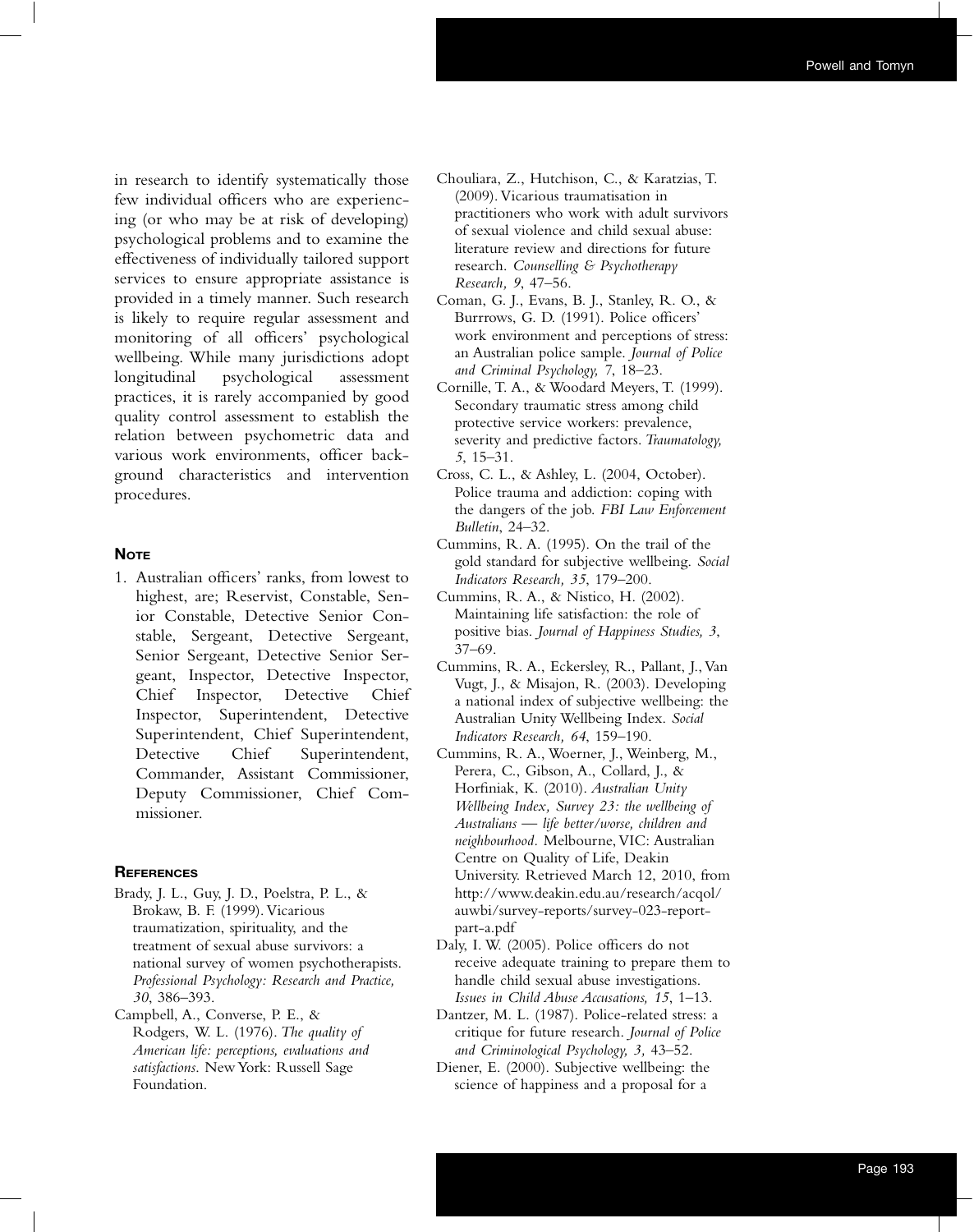in research to identify systematically those few individual officers who are experiencing (or who may be at risk of developing) psychological problems and to examine the effectiveness of individually tailored support services to ensure appropriate assistance is provided in a timely manner. Such research is likely to require regular assessment and monitoring of all officers' psychological wellbeing. While many jurisdictions adopt longitudinal psychological assessment practices, it is rarely accompanied by good quality control assessment to establish the relation between psychometric data and various work environments, officer background characteristics and intervention procedures.

## Note

1. Australian officers' ranks, from lowest to highest, are; Reservist, Constable, Senior Constable, Detective Senior Constable, Sergeant, Detective Sergeant, Senior Sergeant, Detective Senior Sergeant, Inspector, Detective Inspector, Chief Inspector, Detective Chief Inspector, Superintendent, Detective Superintendent, Chief Superintendent, Detective Chief Superintendent, Commander, Assistant Commissioner, Deputy Commissioner, Chief Commissioner.

## References

Brady, J. L., Guy, J. D., Poelstra, P. L., & Brokaw, B. F. (1999). Vicarious traumatization, spirituality, and the treatment of sexual abuse survivors: a national survey of women psychotherapists. *Professional Psychology: Research and Practice, 30*, 386–393.

Campbell, A., Converse, P. E., & Rodgers, W. L. (1976). *The quality of American life: perceptions, evaluations and satisfactions.* New York: Russell Sage Foundation.

Chouliara, Z., Hutchison, C., & Karatzias, T. (2009). Vicarious traumatisation in practitioners who work with adult survivors of sexual violence and child sexual abuse: literature review and directions for future research. *Counselling & Psychotherapy Research, 9*, 47–56.

Coman, G. J., Evans, B. J., Stanley, R. O., & Burrrows, G. D. (1991). Police officers' work environment and perceptions of stress: an Australian police sample. *Journal of Police and Criminal Psychology,* 7, 18–23.

Cornille, T. A., & Woodard Meyers, T. (1999). Secondary traumatic stress among child protective service workers: prevalence, severity and predictive factors. *Traumatology, 5*, 15–31.

Cross, C. L., & Ashley, L. (2004, October). Police trauma and addiction: coping with the dangers of the job. *FBI Law Enforcement Bulletin*, 24–32.

Cummins, R. A. (1995). On the trail of the gold standard for subjective wellbeing. *Social Indicators Research, 35*, 179–200.

Cummins, R. A., & Nistico, H. (2002). Maintaining life satisfaction: the role of positive bias. *Journal of Happiness Studies, 3*, 37–69.

Cummins, R. A., Eckersley, R., Pallant, J., Van Vugt, J., & Misajon, R. (2003). Developing a national index of subjective wellbeing: the Australian Unity Wellbeing Index. *Social Indicators Research, 64*, 159–190.

Cummins, R. A., Woerner, J., Weinberg, M., Perera, C., Gibson, A., Collard, J., & Horfiniak, K. (2010). *Australian Unity Wellbeing Index, Survey 23: the wellbeing of Australians — life better/worse, children and neighbourhood.* Melbourne, VIC: Australian Centre on Quality of Life, Deakin University. Retrieved March 12, 2010, from http://www.deakin.edu.au/research/acqol/auwbi/survey-reports/survey-023-report-part-a.pdf

Daly, I. W. (2005). Police officers do not receive adequate training to prepare them to handle child sexual abuse investigations. *Issues in Child Abuse Accusations, 15*, 1–13.

Dantzer, M. L. (1987). Police-related stress: a critique for future research. *Journal of Police and Criminological Psychology, 3,* 43–52.

Diener, E. (2000). Subjective wellbeing: the science of happiness and a proposal for a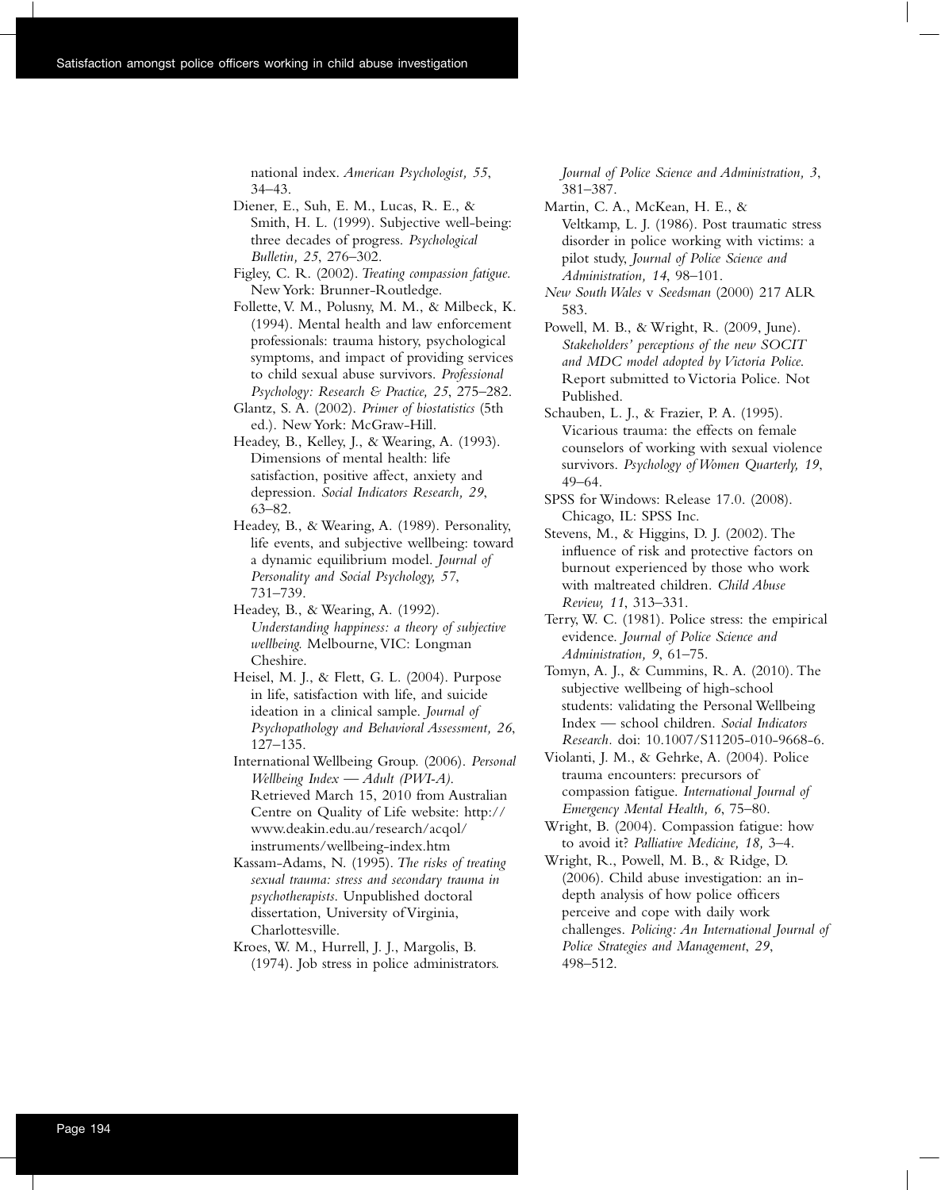national index. *American Psychologist, 55*, 34–43.

Diener, E., Suh, E. M., Lucas, R. E., & Smith, H. L. (1999). Subjective well-being: three decades of progress. *Psychological Bulletin, 25*, 276–302.

Figley, C. R. (2002). *Treating compassion fatigue.* New York: Brunner-Routledge.

Follette, V. M., Polusny, M. M., & Milbeck, K. (1994). Mental health and law enforcement professionals: trauma history, psychological symptoms, and impact of providing services to child sexual abuse survivors. *Professional Psychology: Research & Practice, 25*, 275–282.

Glantz, S. A. (2002). *Primer of biostatistics* (5th ed.). New York: McGraw-Hill.

Headey, B., Kelley, J., & Wearing, A. (1993). Dimensions of mental health: life satisfaction, positive affect, anxiety and depression. *Social Indicators Research, 29*, 63–82.

Headey, B., & Wearing, A. (1989). Personality, life events, and subjective wellbeing: toward a dynamic equilibrium model. *Journal of Personality and Social Psychology, 57*, 731–739.

Headey, B., & Wearing, A. (1992). *Understanding happiness: a theory of subjective wellbeing.* Melbourne, VIC: Longman Cheshire.

Heisel, M. J., & Flett, G. L. (2004). Purpose in life, satisfaction with life, and suicide ideation in a clinical sample. *Journal of Psychopathology and Behavioral Assessment, 26*, 127–135.

International Wellbeing Group. (2006). *Personal Wellbeing Index — Adult (PWI-A).* Retrieved March 15, 2010 from Australian Centre on Quality of Life website: http://www.deakin.edu.au/research/acqol/instruments/wellbeing-index.htm

Kassam-Adams, N. (1995). *The risks of treating sexual trauma: stress and secondary trauma in psychotherapists.* Unpublished doctoral dissertation, University of Virginia, Charlottesville.

Kroes, W. M., Hurrell, J. J., Margolis, B. (1974). Job stress in police administrators. *Journal of Police Science and Administration, 3*, 381–387.

Martin, C. A., McKean, H. E., & Veltkamp, L. J. (1986). Post traumatic stress disorder in police working with victims: a pilot study, *Journal of Police Science and Administration, 14*, 98–101.

*New South Wales* v *Seedsman* (2000) 217 ALR 583.

Powell, M. B., & Wright, R. (2009, June). *Stakeholders' perceptions of the new SOCIT and MDC model adopted by Victoria Police.* Report submitted to Victoria Police. Not Published.

Schauben, L. J., & Frazier, P. A. (1995). Vicarious trauma: the effects on female counselors of working with sexual violence survivors. *Psychology of Women Quarterly, 19*, 49–64.

SPSS for Windows: Release 17.0. (2008). Chicago, IL: SPSS Inc.

Stevens, M., & Higgins, D. J. (2002). The influence of risk and protective factors on burnout experienced by those who work with maltreated children. *Child Abuse Review, 11*, 313–331.

Terry, W. C. (1981). Police stress: the empirical evidence. *Journal of Police Science and Administration, 9*, 61–75.

Tomyn, A. J., & Cummins, R. A. (2010). The subjective wellbeing of high-school students: validating the Personal Wellbeing Index — school children. *Social Indicators Research.* doi: 10.1007/S11205-010-9668-6.

Violanti, J. M., & Gehrke, A. (2004). Police trauma encounters: precursors of compassion fatigue. *International Journal of Emergency Mental Health, 6*, 75–80.

Wright, B. (2004). Compassion fatigue: how to avoid it? *Palliative Medicine, 18,* 3–4.

Wright, R., Powell, M. B., & Ridge, D. (2006). Child abuse investigation: an in-depth analysis of how police officers perceive and cope with daily work challenges. *Policing: An International Journal of Police Strategies and Management, 29*, 498–512.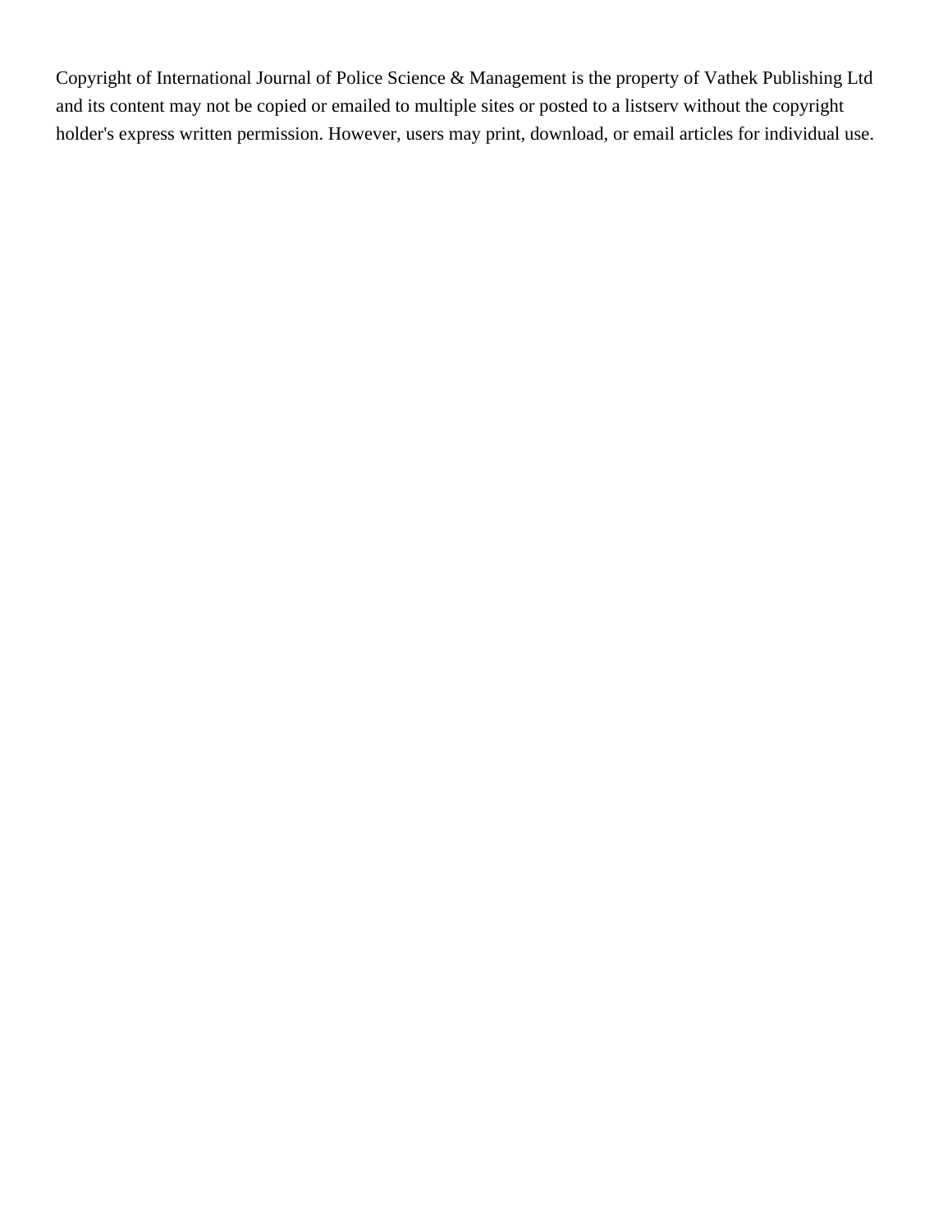Copyright of International Journal of Police Science & Management is the property of Vathek Publishing Ltd and its content may not be copied or emailed to multiple sites or posted to a listserv without the copyright holder's express written permission. However, users may print, download, or email articles for individual use.